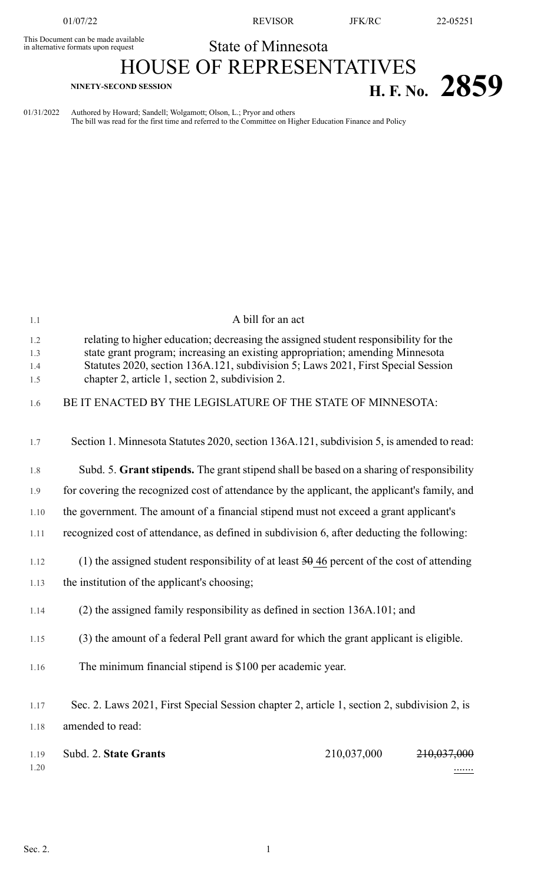This Document can be made available in alternative formats upon request

State of Minnesota

# HOUSE OF REPRESENTATIVES

**NINETY-SECOND SESSION**

# H. F. No. 2859

01/31/2022 Authored by Howard; Sandell; Wolgamott; Olson, L.; Pryor and others
The bill was read for the first time and referred to the Committee on Higher Education Finance and Policy

A bill for an act

relating to higher education; decreasing the assigned student responsibility for the state grant program; increasing an existing appropriation; amending Minnesota Statutes 2020, section 136A.121, subdivision 5; Laws 2021, First Special Session chapter 2, article 1, section 2, subdivision 2.

BE IT ENACTED BY THE LEGISLATURE OF THE STATE OF MINNESOTA:

Section 1. Minnesota Statutes 2020, section 136A.121, subdivision 5, is amended to read:

Subd. 5. **Grant stipends.** The grant stipend shall be based on a sharing of responsibility for covering the recognized cost of attendance by the applicant, the applicant's family, and the government. The amount of a financial stipend must not exceed a grant applicant's recognized cost of attendance, as defined in subdivision 6, after deducting the following:

(1) the assigned student responsibility of at least ~~50~~ 46 percent of the cost of attending the institution of the applicant's choosing;

(2) the assigned family responsibility as defined in section 136A.101; and

(3) the amount of a federal Pell grant award for which the grant applicant is eligible.

The minimum financial stipend is $100 per academic year.

Sec. 2. Laws 2021, First Special Session chapter 2, article 1, section 2, subdivision 2, is amended to read:

| | | |
|---|---|---|
| Subd. 2. **State Grants** | 210,037,000 | ~~210,037,000~~ ....... |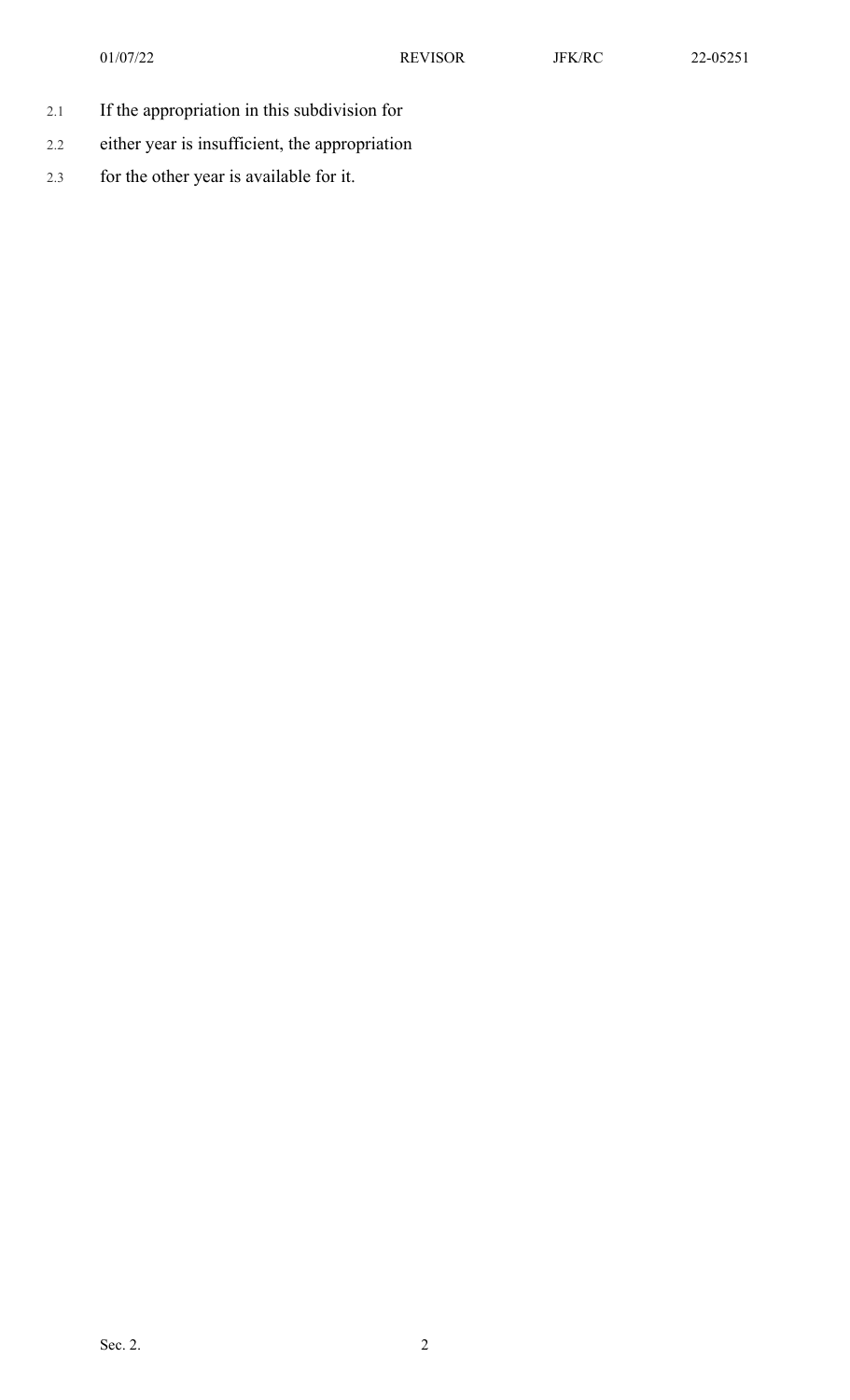If the appropriation in this subdivision for
either year is insufficient, the appropriation
for the other year is available for it.